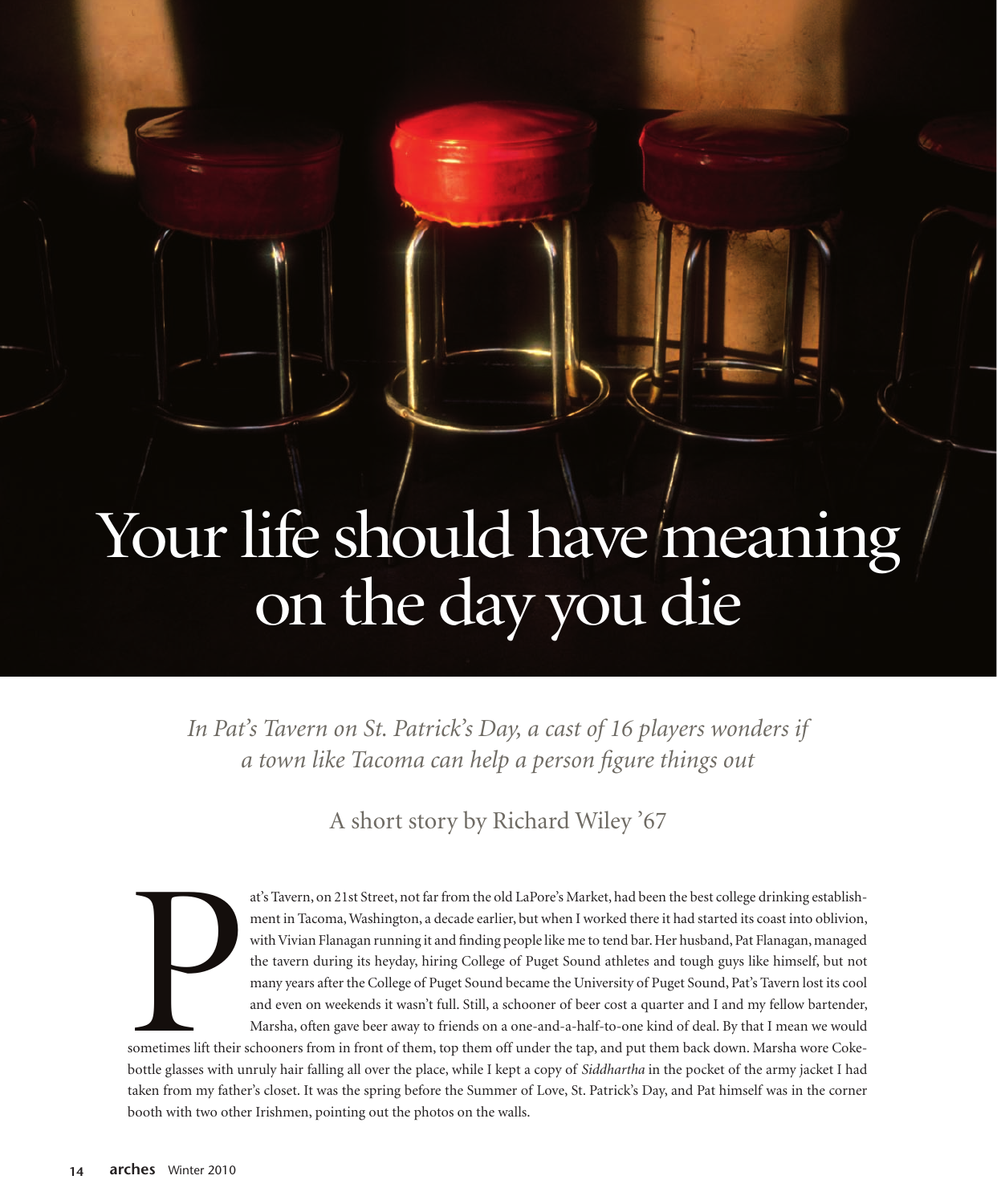# Your life should have meaning on the day you die

*In Pat's Tavern on St. Patrick's Day, a cast of 16 players wonders if a town like Tacoma can help a person figure things out*

A short story by Richard Wiley '67

Pat's Tavern, on 21st Street, not far from the old LaPore's Market, had been the best college drinking establishment in Tacoma, Washington, a decade earlier, but when I worked there it had started its coast into oblivion, with Vivian Flanagan running it and finding people like me to tend bar. Her husband, Pat Flanagan, managed the tavern during its heyday, hiring College of Puget Sound athletes and tough guys like himself, but not many years after the College of Puget Sound became the University of Puget Sound, Pat's Tavern lost its cool and even on weekends it wasn't full. Still, a schooner of beer cost a quarter and I and my fellow bartender, Marsha, often gave beer away to friends on a one-and-a-half-to-one kind of deal. By that I mean we would sometimes lift their schooners from in front of them, top them off under the tap, and put them back down. Marsha wore Coke-bottle glasses with unruly hair falling all over the place, while I kept a copy of *Siddhartha* in the pocket of the army jacket I had taken from my father's closet. It was the spring before the Summer of Love, St. Patrick's Day, and Pat himself was in the corner booth with two other Irishmen, pointing out the photos on the walls.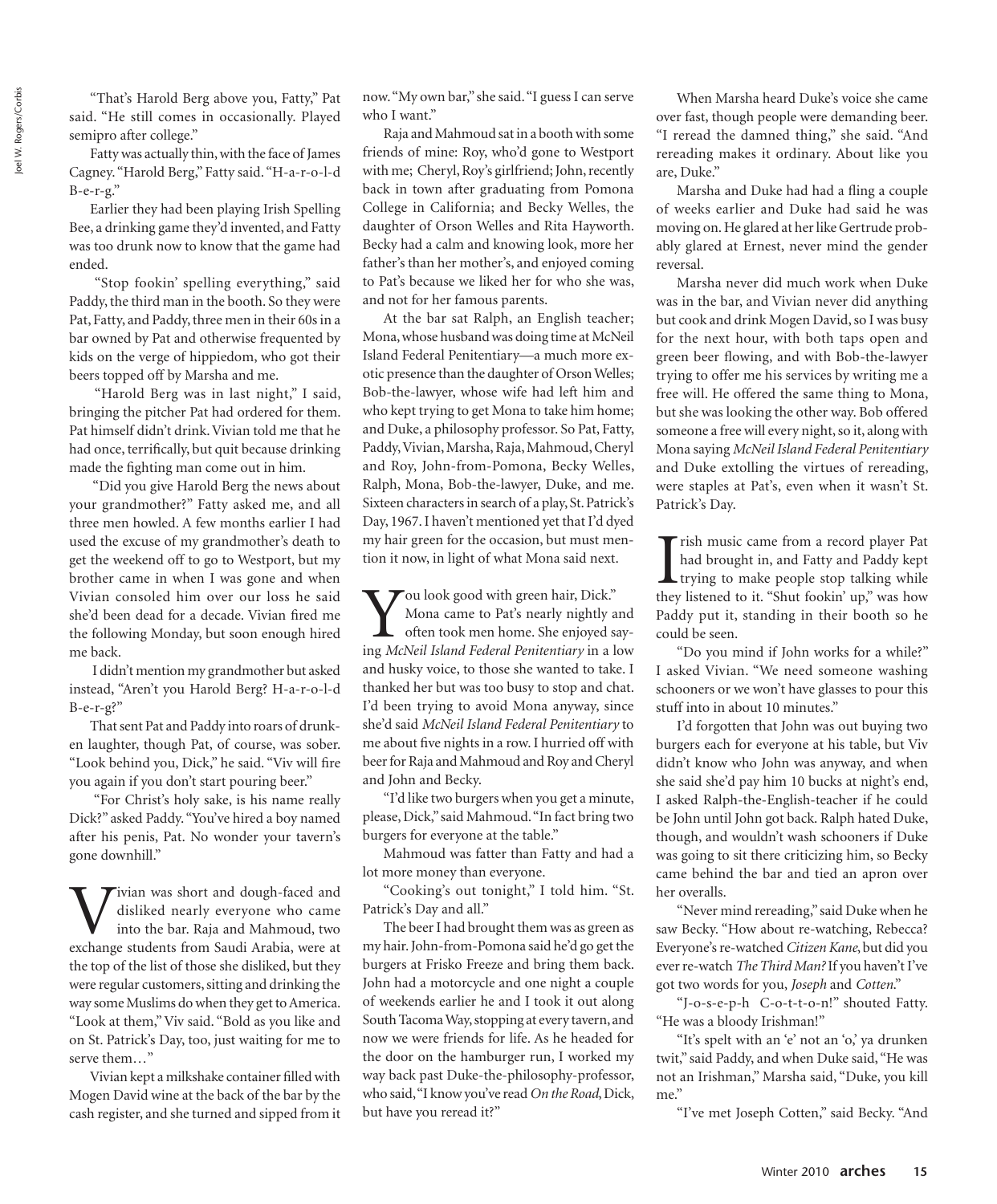"That's Harold Berg above you, Fatty," Pat said. "He still comes in occasionally. Played semipro after college."

Fatty was actually thin, with the face of James Cagney. "Harold Berg," Fatty said. "H-a-r-o-l-d B-e-r-g."

Earlier they had been playing Irish Spelling Bee, a drinking game they'd invented, and Fatty was too drunk now to know that the game had ended.

"Stop fookin' spelling everything," said Paddy, the third man in the booth. So they were Pat, Fatty, and Paddy, three men in their 60s in a bar owned by Pat and otherwise frequented by kids on the verge of hippiedom, who got their beers topped off by Marsha and me.

"Harold Berg was in last night," I said, bringing the pitcher Pat had ordered for them. Pat himself didn't drink. Vivian told me that he had once, terrifically, but quit because drinking made the fighting man come out in him.

"Did you give Harold Berg the news about your grandmother?" Fatty asked me, and all three men howled. A few months earlier I had used the excuse of my grandmother's death to get the weekend off to go to Westport, but my brother came in when I was gone and when Vivian consoled him over our loss he said she'd been dead for a decade. Vivian fired me the following Monday, but soon enough hired me back.

I didn't mention my grandmother but asked instead, "Aren't you Harold Berg? H-a-r-o-l-d B-e-r-g?"

That sent Pat and Paddy into roars of drunken laughter, though Pat, of course, was sober. "Look behind you, Dick," he said. "Viv will fire you again if you don't start pouring beer."

"For Christ's holy sake, is his name really Dick?" asked Paddy. "You've hired a boy named after his penis, Pat. No wonder your tavern's gone downhill."

Vivian was short and dough-faced and disliked nearly everyone who came into the bar. Raja and Mahmoud, two exchange students from Saudi Arabia, were at the top of the list of those she disliked, but they were regular customers, sitting and drinking the way some Muslims do when they get to America. "Look at them," Viv said. "Bold as you like and on St. Patrick's Day, too, just waiting for me to serve them…"

Vivian kept a milkshake container filled with Mogen David wine at the back of the bar by the cash register, and she turned and sipped from it now. "My own bar," she said. "I guess I can serve who I want."

Raja and Mahmoud sat in a booth with some friends of mine: Roy, who'd gone to Westport with me; Cheryl, Roy's girlfriend; John, recently back in town after graduating from Pomona College in California; and Becky Welles, the daughter of Orson Welles and Rita Hayworth. Becky had a calm and knowing look, more her father's than her mother's, and enjoyed coming to Pat's because we liked her for who she was, and not for her famous parents.

At the bar sat Ralph, an English teacher; Mona, whose husband was doing time at McNeil Island Federal Penitentiary—a much more exotic presence than the daughter of Orson Welles; Bob-the-lawyer, whose wife had left him and who kept trying to get Mona to take him home; and Duke, a philosophy professor. So Pat, Fatty, Paddy, Vivian, Marsha, Raja, Mahmoud, Cheryl and Roy, John-from-Pomona, Becky Welles, Ralph, Mona, Bob-the-lawyer, Duke, and me. Sixteen characters in search of a play, St. Patrick's Day, 1967. I haven't mentioned yet that I'd dyed my hair green for the occasion, but must mention it now, in light of what Mona said next.

"You look good with green hair, Dick."

Mona came to Pat's nearly nightly and often took men home. She enjoyed saying *McNeil Island Federal Penitentiary* in a low and husky voice, to those she wanted to take. I thanked her but was too busy to stop and chat. I'd been trying to avoid Mona anyway, since she'd said *McNeil Island Federal Penitentiary* to me about five nights in a row. I hurried off with beer for Raja and Mahmoud and Roy and Cheryl and John and Becky.

"I'd like two burgers when you get a minute, please, Dick," said Mahmoud. "In fact bring two burgers for everyone at the table."

Mahmoud was fatter than Fatty and had a lot more money than everyone.

"Cooking's out tonight," I told him. "St. Patrick's Day and all."

The beer I had brought them was as green as my hair. John-from-Pomona said he'd go get the burgers at Frisko Freeze and bring them back. John had a motorcycle and one night a couple of weekends earlier he and I took it out along South Tacoma Way, stopping at every tavern, and now we were friends for life. As he headed for the door on the hamburger run, I worked my way back past Duke-the-philosophy-professor, who said, "I know you've read *On the Road*, Dick, but have you reread it?"

When Marsha heard Duke's voice she came over fast, though people were demanding beer. "I reread the damned thing," she said. "And rereading makes it ordinary. About like you are, Duke."

Marsha and Duke had had a fling a couple of weeks earlier and Duke had said he was moving on. He glared at her like Gertrude probably glared at Ernest, never mind the gender reversal.

Marsha never did much work when Duke was in the bar, and Vivian never did anything but cook and drink Mogen David, so I was busy for the next hour, with both taps open and green beer flowing, and with Bob-the-lawyer trying to offer me his services by writing me a free will. He offered the same thing to Mona, but she was looking the other way. Bob offered someone a free will every night, so it, along with Mona saying *McNeil Island Federal Penitentiary* and Duke extolling the virtues of rereading, were staples at Pat's, even when it wasn't St. Patrick's Day.

Irish music came from a record player Pat had brought in, and Fatty and Paddy kept trying to make people stop talking while they listened to it. "Shut fookin' up," was how Paddy put it, standing in their booth so he could be seen.

"Do you mind if John works for a while?" I asked Vivian. "We need someone washing schooners or we won't have glasses to pour this stuff into in about 10 minutes."

I'd forgotten that John was out buying two burgers each for everyone at his table, but Viv didn't know who John was anyway, and when she said she'd pay him 10 bucks at night's end, I asked Ralph-the-English-teacher if he could be John until John got back. Ralph hated Duke, though, and wouldn't wash schooners if Duke was going to sit there criticizing him, so Becky came behind the bar and tied an apron over her overalls.

"Never mind rereading," said Duke when he saw Becky. "How about re-watching, Rebecca? Everyone's re-watched *Citizen Kane*, but did you ever re-watch *The Third Man?* If you haven't I've got two words for you, *Joseph* and *Cotten*."

"J-o-s-e-p-h C-o-t-t-o-n!" shouted Fatty. "He was a bloody Irishman!"

"It's spelt with an 'e' not an 'o,' ya drunken twit," said Paddy, and when Duke said, "He was not an Irishman," Marsha said, "Duke, you kill me."

"I've met Joseph Cotten," said Becky. "And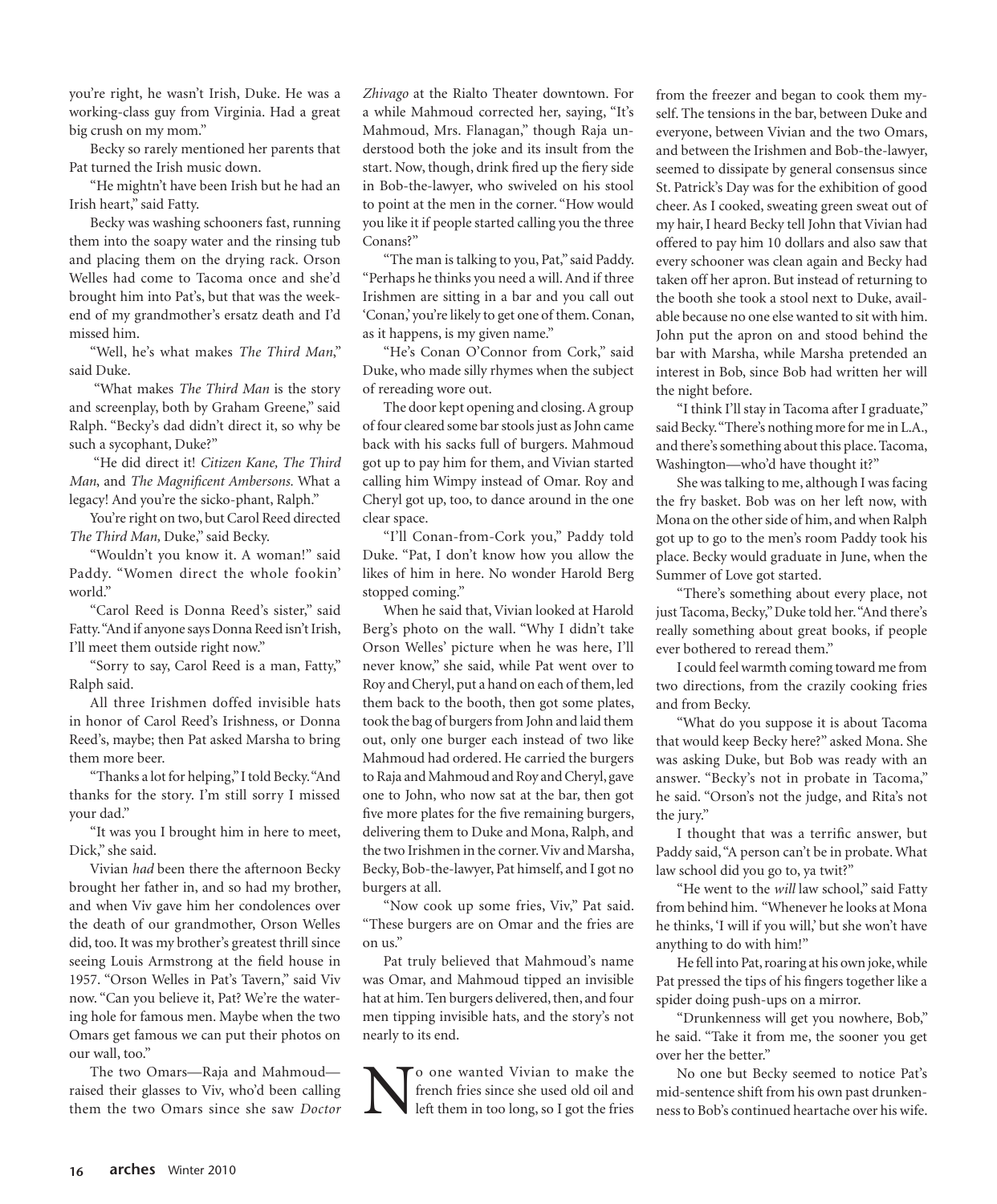you're right, he wasn't Irish, Duke. He was a working-class guy from Virginia. Had a great big crush on my mom."

Becky so rarely mentioned her parents that Pat turned the Irish music down.

"He mightn't have been Irish but he had an Irish heart," said Fatty.

Becky was washing schooners fast, running them into the soapy water and the rinsing tub and placing them on the drying rack. Orson Welles had come to Tacoma once and she'd brought him into Pat's, but that was the weekend of my grandmother's ersatz death and I'd missed him.

"Well, he's what makes *The Third Man*," said Duke.

"What makes *The Third Man* is the story and screenplay, both by Graham Greene," said Ralph. "Becky's dad didn't direct it, so why be such a sycophant, Duke?"

"He did direct it! *Citizen Kane, The Third Man*, and *The Magnificent Ambersons.* What a legacy! And you're the sicko-phant, Ralph."

You're right on two, but Carol Reed directed *The Third Man,* Duke," said Becky.

"Wouldn't you know it. A woman!" said Paddy. "Women direct the whole fookin' world."

"Carol Reed is Donna Reed's sister," said Fatty. "And if anyone says Donna Reed isn't Irish, I'll meet them outside right now."

"Sorry to say, Carol Reed is a man, Fatty," Ralph said.

All three Irishmen doffed invisible hats in honor of Carol Reed's Irishness, or Donna Reed's, maybe; then Pat asked Marsha to bring them more beer.

"Thanks a lot for helping," I told Becky. "And thanks for the story. I'm still sorry I missed your dad."

"It was you I brought him in here to meet, Dick," she said.

Vivian *had* been there the afternoon Becky brought her father in, and so had my brother, and when Viv gave him her condolences over the death of our grandmother, Orson Welles did, too. It was my brother's greatest thrill since seeing Louis Armstrong at the field house in 1957. "Orson Welles in Pat's Tavern," said Viv now. "Can you believe it, Pat? We're the watering hole for famous men. Maybe when the two Omars get famous we can put their photos on our wall, too."

The two Omars—Raja and Mahmoud—raised their glasses to Viv, who'd been calling them the two Omars since she saw *Doctor Zhivago* at the Rialto Theater downtown. For a while Mahmoud corrected her, saying, "It's Mahmoud, Mrs. Flanagan," though Raja understood both the joke and its insult from the start. Now, though, drink fired up the fiery side in Bob-the-lawyer, who swiveled on his stool to point at the men in the corner. "How would you like it if people started calling you the three Conans?"

"The man is talking to you, Pat," said Paddy. "Perhaps he thinks you need a will. And if three Irishmen are sitting in a bar and you call out 'Conan,' you're likely to get one of them. Conan, as it happens, is my given name."

"He's Conan O'Connor from Cork," said Duke, who made silly rhymes when the subject of rereading wore out.

The door kept opening and closing. A group of four cleared some bar stools just as John came back with his sacks full of burgers. Mahmoud got up to pay him for them, and Vivian started calling him Wimpy instead of Omar. Roy and Cheryl got up, too, to dance around in the one clear space.

"I'll Conan-from-Cork you," Paddy told Duke. "Pat, I don't know how you allow the likes of him in here. No wonder Harold Berg stopped coming."

When he said that, Vivian looked at Harold Berg's photo on the wall. "Why I didn't take Orson Welles' picture when he was here, I'll never know," she said, while Pat went over to Roy and Cheryl, put a hand on each of them, led them back to the booth, then got some plates, took the bag of burgers from John and laid them out, only one burger each instead of two like Mahmoud had ordered. He carried the burgers to Raja and Mahmoud and Roy and Cheryl, gave one to John, who now sat at the bar, then got five more plates for the five remaining burgers, delivering them to Duke and Mona, Ralph, and the two Irishmen in the corner. Viv and Marsha, Becky, Bob-the-lawyer, Pat himself, and I got no burgers at all.

"Now cook up some fries, Viv," Pat said. "These burgers are on Omar and the fries are on us."

Pat truly believed that Mahmoud's name was Omar, and Mahmoud tipped an invisible hat at him. Ten burgers delivered, then, and four men tipping invisible hats, and the story's not nearly to its end.

No one wanted Vivian to make the french fries since she used old oil and left them in too long, so I got the fries from the freezer and began to cook them myself. The tensions in the bar, between Duke and everyone, between Vivian and the two Omars, and between the Irishmen and Bob-the-lawyer, seemed to dissipate by general consensus since St. Patrick's Day was for the exhibition of good cheer. As I cooked, sweating green sweat out of my hair, I heard Becky tell John that Vivian had offered to pay him 10 dollars and also saw that every schooner was clean again and Becky had taken off her apron. But instead of returning to the booth she took a stool next to Duke, available because no one else wanted to sit with him. John put the apron on and stood behind the bar with Marsha, while Marsha pretended an interest in Bob, since Bob had written her will the night before.

"I think I'll stay in Tacoma after I graduate," said Becky. "There's nothing more for me in L.A., and there's something about this place. Tacoma, Washington—who'd have thought it?"

She was talking to me, although I was facing the fry basket. Bob was on her left now, with Mona on the other side of him, and when Ralph got up to go to the men's room Paddy took his place. Becky would graduate in June, when the Summer of Love got started.

"There's something about every place, not just Tacoma, Becky," Duke told her. "And there's really something about great books, if people ever bothered to reread them."

I could feel warmth coming toward me from two directions, from the crazily cooking fries and from Becky.

"What do you suppose it is about Tacoma that would keep Becky here?" asked Mona. She was asking Duke, but Bob was ready with an answer. "Becky's not in probate in Tacoma," he said. "Orson's not the judge, and Rita's not the jury."

I thought that was a terrific answer, but Paddy said, "A person can't be in probate. What law school did you go to, ya twit?"

"He went to the *will* law school," said Fatty from behind him. "Whenever he looks at Mona he thinks, 'I will if you will,' but she won't have anything to do with him!"

He fell into Pat, roaring at his own joke, while Pat pressed the tips of his fingers together like a spider doing push-ups on a mirror.

"Drunkenness will get you nowhere, Bob," he said. "Take it from me, the sooner you get over her the better."

No one but Becky seemed to notice Pat's mid-sentence shift from his own past drunkenness to Bob's continued heartache over his wife.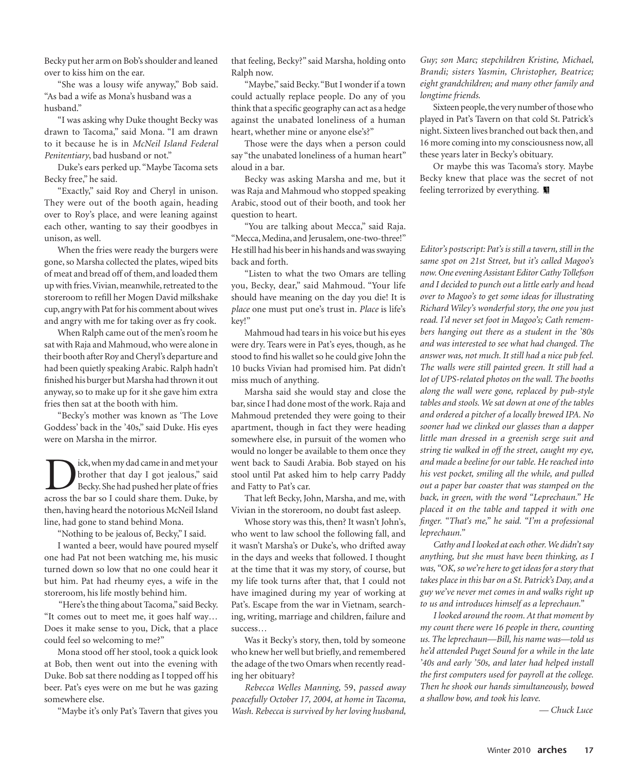Becky put her arm on Bob's shoulder and leaned over to kiss him on the ear.

"She was a lousy wife anyway," Bob said. "As bad a wife as Mona's husband was a husband."

"I was asking why Duke thought Becky was drawn to Tacoma," said Mona. "I am drawn to it because he is in *McNeil Island Federal Penitentiary*, bad husband or not."

Duke's ears perked up. "Maybe Tacoma sets Becky free," he said.

"Exactly," said Roy and Cheryl in unison. They were out of the booth again, heading over to Roy's place, and were leaning against each other, wanting to say their goodbyes in unison, as well.

When the fries were ready the burgers were gone, so Marsha collected the plates, wiped bits of meat and bread off of them, and loaded them up with fries. Vivian, meanwhile, retreated to the storeroom to refill her Mogen David milkshake cup, angry with Pat for his comment about wives and angry with me for taking over as fry cook.

When Ralph came out of the men's room he sat with Raja and Mahmoud, who were alone in their booth after Roy and Cheryl's departure and had been quietly speaking Arabic. Ralph hadn't finished his burger but Marsha had thrown it out anyway, so to make up for it she gave him extra fries then sat at the booth with him.

"Becky's mother was known as 'The Love Goddess' back in the '40s," said Duke. His eyes were on Marsha in the mirror.

Dick, when my dad came in and met your brother that day I got jealous," said Becky. She had pushed her plate of fries across the bar so I could share them. Duke, by then, having heard the notorious McNeil Island line, had gone to stand behind Mona.

"Nothing to be jealous of, Becky," I said.

I wanted a beer, would have poured myself one had Pat not been watching me, his music turned down so low that no one could hear it but him. Pat had rheumy eyes, a wife in the storeroom, his life mostly behind him.

"Here's the thing about Tacoma," said Becky. "It comes out to meet me, it goes half way… Does it make sense to you, Dick, that a place could feel so welcoming to me?"

Mona stood off her stool, took a quick look at Bob, then went out into the evening with Duke. Bob sat there nodding as I topped off his beer. Pat's eyes were on me but he was gazing somewhere else.

"Maybe it's only Pat's Tavern that gives you that feeling, Becky?" said Marsha, holding onto Ralph now.

"Maybe," said Becky. "But I wonder if a town could actually replace people. Do any of you think that a specific geography can act as a hedge against the unabated loneliness of a human heart, whether mine or anyone else's?"

Those were the days when a person could say "the unabated loneliness of a human heart" aloud in a bar.

Becky was asking Marsha and me, but it was Raja and Mahmoud who stopped speaking Arabic, stood out of their booth, and took her question to heart.

"You are talking about Mecca," said Raja. "Mecca, Medina, and Jerusalem, one-two-three!" He still had his beer in his hands and was swaying back and forth.

"Listen to what the two Omars are telling you, Becky, dear," said Mahmoud. "Your life should have meaning on the day you die! It is *place* one must put one's trust in. *Place* is life's key!"

Mahmoud had tears in his voice but his eyes were dry. Tears were in Pat's eyes, though, as he stood to find his wallet so he could give John the 10 bucks Vivian had promised him. Pat didn't miss much of anything.

Marsha said she would stay and close the bar, since I had done most of the work. Raja and Mahmoud pretended they were going to their apartment, though in fact they were heading somewhere else, in pursuit of the women who would no longer be available to them once they went back to Saudi Arabia. Bob stayed on his stool until Pat asked him to help carry Paddy and Fatty to Pat's car.

That left Becky, John, Marsha, and me, with Vivian in the storeroom, no doubt fast asleep.

Whose story was this, then? It wasn't John's, who went to law school the following fall, and it wasn't Marsha's or Duke's, who drifted away in the days and weeks that followed. I thought at the time that it was my story, of course, but my life took turns after that, that I could not have imagined during my year of working at Pat's. Escape from the war in Vietnam, searching, writing, marriage and children, failure and success…

Was it Becky's story, then, told by someone who knew her well but briefly, and remembered the adage of the two Omars when recently reading her obituary?

*Rebecca Welles Manning, 59, passed away peacefully October 17, 2004, at home in Tacoma, Wash. Rebecca is survived by her loving husband, Guy; son Marc; stepchildren Kristine, Michael, Brandi; sisters Yasmin, Christopher, Beatrice; eight grandchildren; and many other family and longtime friends.*

Sixteen people, the very number of those who played in Pat's Tavern on that cold St. Patrick's night. Sixteen lives branched out back then, and 16 more coming into my consciousness now, all these years later in Becky's obituary.

Or maybe this was Tacoma's story. Maybe Becky knew that place was the secret of not feeling terrorized by everything. ■

*Editor's postscript: Pat's is still a tavern, still in the same spot on 21st Street, but it's called Magoo's now. One evening Assistant Editor Cathy Tollefson and I decided to punch out a little early and head over to Magoo's to get some ideas for illustrating Richard Wiley's wonderful story, the one you just read. I'd never set foot in Magoo's; Cath remembers hanging out there as a student in the '80s and was interested to see what had changed. The answer was, not much. It still had a nice pub feel. The walls were still painted green. It still had a lot of UPS-related photos on the wall. The booths along the wall were gone, replaced by pub-style tables and stools. We sat down at one of the tables and ordered a pitcher of a locally brewed IPA. No sooner had we clinked our glasses than a dapper little man dressed in a greenish serge suit and string tie walked in off the street, caught my eye, and made a beeline for our table. He reached into his vest pocket, smiling all the while, and pulled out a paper bar coaster that was stamped on the back, in green, with the word "Leprechaun." He placed it on the table and tapped it with one finger. "That's me," he said. "I'm a professional leprechaun."*

*Cathy and I looked at each other. We didn't say anything, but she must have been thinking, as I was, "OK, so we're here to get ideas for a story that takes place in this bar on a St. Patrick's Day, and a guy we've never met comes in and walks right up to us and introduces himself as a leprechaun."*

*I looked around the room. At that moment by my count there were 16 people in there, counting us. The leprechaun—Bill, his name was—told us he'd attended Puget Sound for a while in the late '40s and early '50s, and later had helped install the first computers used for payroll at the college. Then he shook our hands simultaneously, bowed a shallow bow, and took his leave.*

*— Chuck Luce*